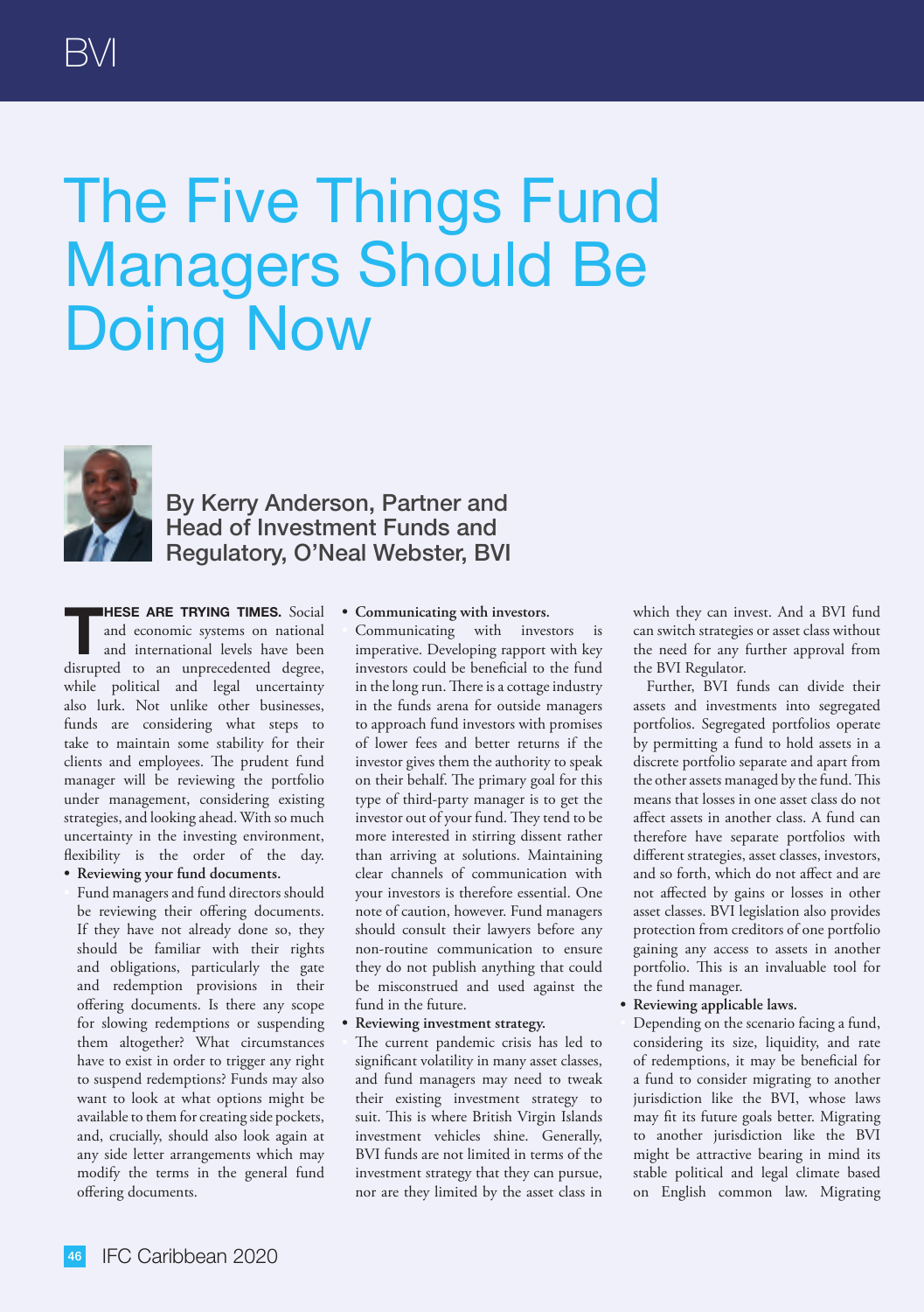BVI

# The Five Things Fund Managers Should Be Doing Now

## By Kerry Anderson, Partner and Head of Investment Funds and Regulatory, O'Neal Webster, BVI

**THESE ARE TRYING TIMES.** Social and economic systems on national and international levels have been disrupted to an unprecedented degree, while political and legal uncertainty also lurk. Not unlike other businesses, funds are considering what steps to take to maintain some stability for their clients and employees. The prudent fund manager will be reviewing the portfolio under management, considering existing strategies, and looking ahead. With so much uncertainty in the investing environment, flexibility is the order of the day.

- **Reviewing your fund documents.**
  Fund managers and fund directors should be reviewing their offering documents. If they have not already done so, they should be familiar with their rights and obligations, particularly the gate and redemption provisions in their offering documents. Is there any scope for slowing redemptions or suspending them altogether? What circumstances have to exist in order to trigger any right to suspend redemptions? Funds may also want to look at what options might be available to them for creating side pockets, and, crucially, should also look again at any side letter arrangements which may modify the terms in the general fund offering documents.

- **Communicating with investors.**
  Communicating with investors is imperative. Developing rapport with key investors could be beneficial to the fund in the long run. There is a cottage industry in the funds arena for outside managers to approach fund investors with promises of lower fees and better returns if the investor gives them the authority to speak on their behalf. The primary goal for this type of third-party manager is to get the investor out of your fund. They tend to be more interested in stirring dissent rather than arriving at solutions. Maintaining clear channels of communication with your investors is therefore essential. One note of caution, however. Fund managers should consult their lawyers before any non-routine communication to ensure they do not publish anything that could be misconstrued and used against the fund in the future.

- **Reviewing investment strategy.**
  The current pandemic crisis has led to significant volatility in many asset classes, and fund managers may need to tweak their existing investment strategy to suit. This is where British Virgin Islands investment vehicles shine. Generally, BVI funds are not limited in terms of the investment strategy that they can pursue, nor are they limited by the asset class in which they can invest. And a BVI fund can switch strategies or asset class without the need for any further approval from the BVI Regulator.

  Further, BVI funds can divide their assets and investments into segregated portfolios. Segregated portfolios operate by permitting a fund to hold assets in a discrete portfolio separate and apart from the other assets managed by the fund. This means that losses in one asset class do not affect assets in another class. A fund can therefore have separate portfolios with different strategies, asset classes, investors, and so forth, which do not affect and are not affected by gains or losses in other asset classes. BVI legislation also provides protection from creditors of one portfolio gaining any access to assets in another portfolio. This is an invaluable tool for the fund manager.

- **Reviewing applicable laws.**
  Depending on the scenario facing a fund, considering its size, liquidity, and rate of redemptions, it may be beneficial for a fund to consider migrating to another jurisdiction like the BVI, whose laws may fit its future goals better. Migrating to another jurisdiction like the BVI might be attractive bearing in mind its stable political and legal climate based on English common law. Migrating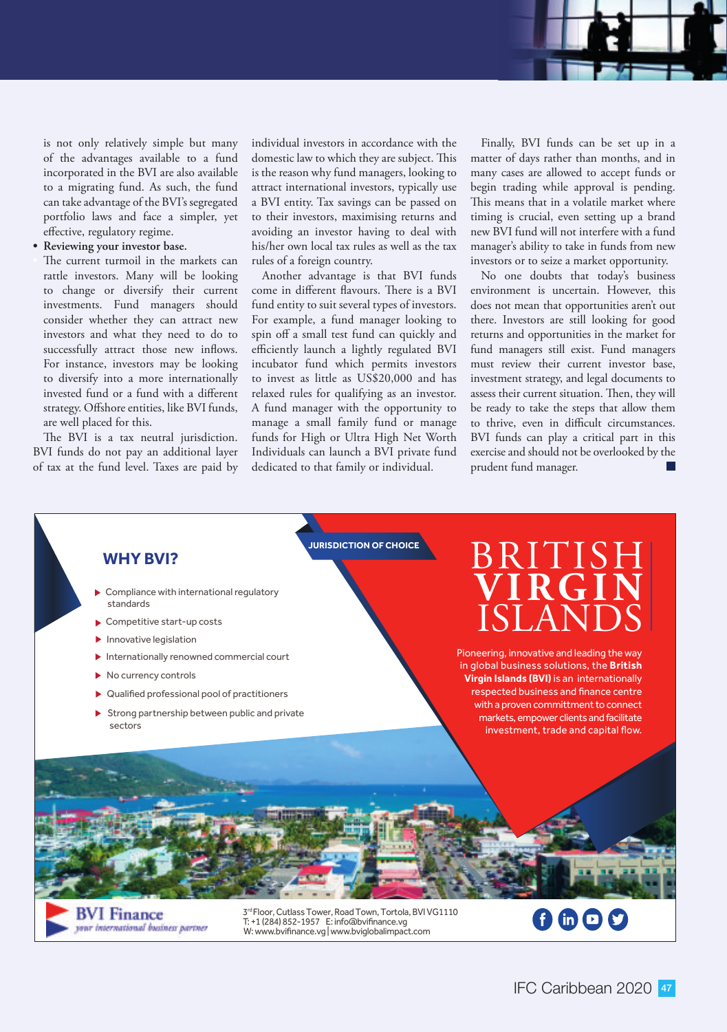is not only relatively simple but many of the advantages available to a fund incorporated in the BVI are also available to a migrating fund. As such, the fund can take advantage of the BVI's segregated portfolio laws and face a simpler, yet effective, regulatory regime.

- **Reviewing your investor base.** The current turmoil in the markets can rattle investors. Many will be looking to change or diversify their current investments. Fund managers should consider whether they can attract new investors and what they need to do to successfully attract those new inflows. For instance, investors may be looking to diversify into a more internationally invested fund or a fund with a different strategy. Offshore entities, like BVI funds, are well placed for this.

The BVI is a tax neutral jurisdiction. BVI funds do not pay an additional layer of tax at the fund level. Taxes are paid by individual investors in accordance with the domestic law to which they are subject. This is the reason why fund managers, looking to attract international investors, typically use a BVI entity. Tax savings can be passed on to their investors, maximising returns and avoiding an investor having to deal with his/her own local tax rules as well as the tax rules of a foreign country.

Another advantage is that BVI funds come in different flavours. There is a BVI fund entity to suit several types of investors. For example, a fund manager looking to spin off a small test fund can quickly and efficiently launch a lightly regulated BVI incubator fund which permits investors to invest as little as US$20,000 and has relaxed rules for qualifying as an investor. A fund manager with the opportunity to manage a small family fund or manage funds for High or Ultra High Net Worth Individuals can launch a BVI private fund dedicated to that family or individual.

Finally, BVI funds can be set up in a matter of days rather than months, and in many cases are allowed to accept funds or begin trading while approval is pending. This means that in a volatile market where timing is crucial, even setting up a brand new BVI fund will not interfere with a fund manager's ability to take in funds from new investors or to seize a market opportunity.

No one doubts that today's business environment is uncertain. However, this does not mean that opportunities aren't out there. Investors are still looking for good returns and opportunities in the market for fund managers still exist. Fund managers must review their current investor base, investment strategy, and legal documents to assess their current situation. Then, they will be ready to take the steps that allow them to thrive, even in difficult circumstances. BVI funds can play a critical part in this exercise and should not be overlooked by the prudent fund manager.

## WHY BVI?

- Compliance with international regulatory standards
- Competitive start-up costs
- Innovative legislation
- Internationally renowned commercial court
- No currency controls
- Qualified professional pool of practitioners
- Strong partnership between public and private sectors

JURISDICTION OF CHOICE

# BRITISH VIRGIN ISLANDS

Pioneering, innovative and leading the way in global business solutions, the **British Virgin Islands (BVI)** is an internationally respected business and finance centre with a proven committment to connect markets, empower clients and facilitate investment, trade and capital flow.

BVI Finance
*your international business partner*

3rd Floor, Cutlass Tower, Road Town, Tortola, BVI VG1110
T: +1 (284) 852-1957 E: info@bvifinance.vg
W: www.bvifinance.vg | www.bviglobalimpact.com